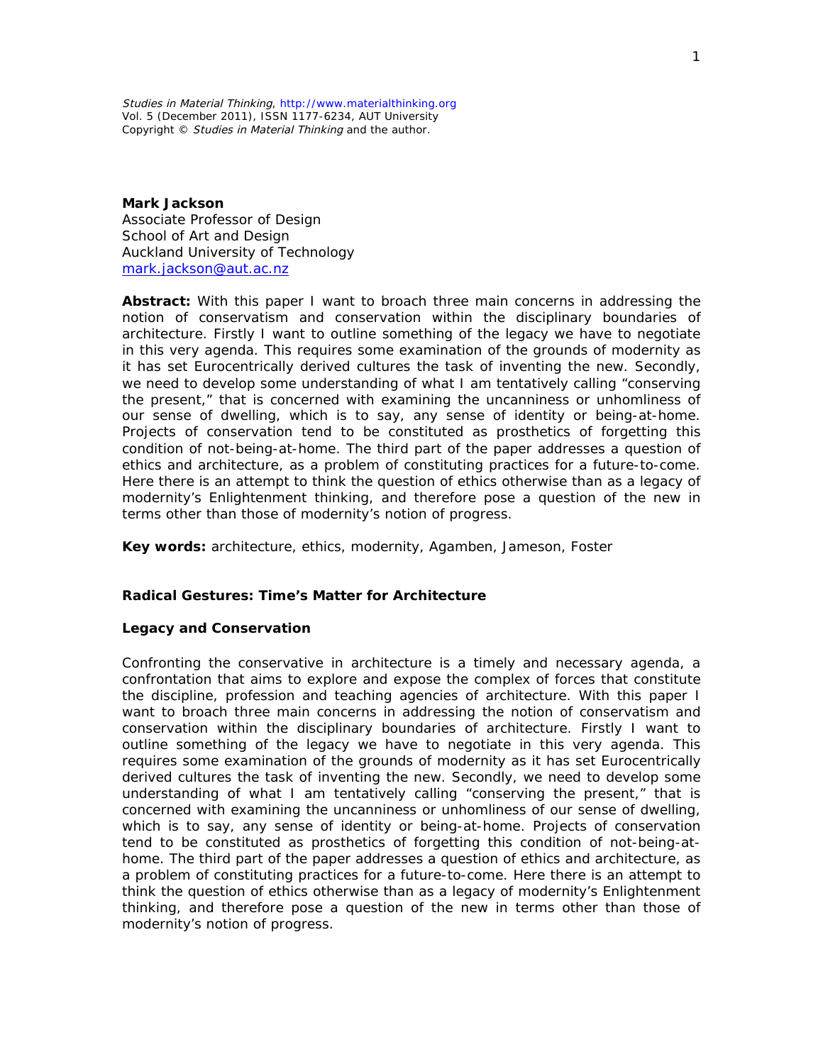*Studies in Material Thinking*, http://www.materialthinking.org
Vol. 5 (December 2011), ISSN 1177-6234, AUT University
Copyright © *Studies in Material Thinking* and the author.

**Mark Jackson**
Associate Professor of Design
School of Art and Design
Auckland University of Technology
mark.jackson@aut.ac.nz

**Abstract:** With this paper I want to broach three main concerns in addressing the notion of conservatism and conservation within the disciplinary boundaries of architecture. Firstly I want to outline something of the legacy we have to negotiate in this very agenda. This requires some examination of the grounds of modernity as it has set Eurocentrically derived cultures the task of inventing the new. Secondly, we need to develop some understanding of what I am tentatively calling "conserving the present," that is concerned with examining the uncanniness or unhomliness of our sense of dwelling, which is to say, any sense of identity or being-at-home. Projects of conservation tend to be constituted as prosthetics of forgetting this condition of not-being-at-home. The third part of the paper addresses a question of ethics and architecture, as a problem of constituting practices for a future-to-come. Here there is an attempt to think the question of ethics otherwise than as a legacy of modernity's Enlightenment thinking, and therefore pose a question of the new in terms other than those of modernity's notion of progress.

**Key words:** architecture, ethics, modernity, Agamben, Jameson, Foster

# Radical Gestures: Time's Matter for Architecture

## Legacy and Conservation

Confronting the conservative in architecture is a timely and necessary agenda, a confrontation that aims to explore and expose the complex of forces that constitute the discipline, profession and teaching agencies of architecture. With this paper I want to broach three main concerns in addressing the notion of conservatism and conservation within the disciplinary boundaries of architecture. Firstly I want to outline something of the legacy we have to negotiate in this very agenda. This requires some examination of the grounds of modernity as it has set Eurocentrically derived cultures the task of inventing the new. Secondly, we need to develop some understanding of what I am tentatively calling "conserving the present," that is concerned with examining the uncanniness or unhomliness of our sense of dwelling, which is to say, any sense of identity or being-at-home. Projects of conservation tend to be constituted as prosthetics of forgetting this condition of not-being-at-home. The third part of the paper addresses a question of ethics and architecture, as a problem of constituting practices for a future-to-come. Here there is an attempt to think the question of ethics otherwise than as a legacy of modernity's Enlightenment thinking, and therefore pose a question of the new in terms other than those of modernity's notion of progress.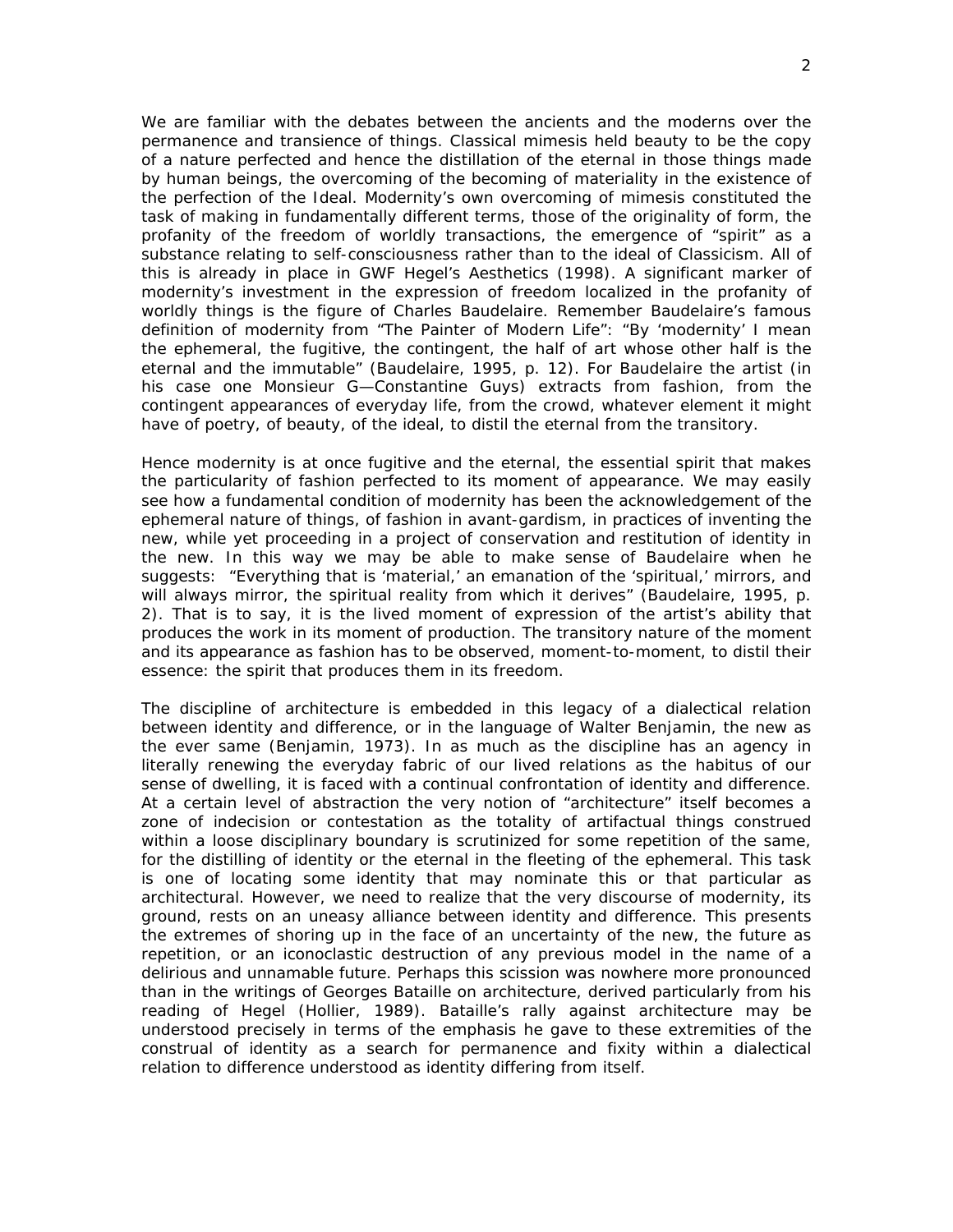We are familiar with the debates between the ancients and the moderns over the permanence and transience of things. Classical mimesis held beauty to be the copy of a nature perfected and hence the distillation of the eternal in those things made by human beings, the overcoming of the becoming of materiality in the existence of the perfection of the Ideal. Modernity's own overcoming of mimesis constituted the task of making in fundamentally different terms, those of the originality of form, the profanity of the freedom of worldly transactions, the emergence of "spirit" as a substance relating to self-consciousness rather than to the ideal of Classicism. All of this is already in place in GWF Hegel's Aesthetics (1998). A significant marker of modernity's investment in the expression of freedom localized in the profanity of worldly things is the figure of Charles Baudelaire. Remember Baudelaire's famous definition of modernity from "The Painter of Modern Life": "By 'modernity' I mean the ephemeral, the fugitive, the contingent, the half of art whose other half is the eternal and the immutable" (Baudelaire, 1995, p. 12). For Baudelaire the artist (in his case one Monsieur G—Constantine Guys) extracts from fashion, from the contingent appearances of everyday life, from the crowd, whatever element it might have of poetry, of beauty, of the ideal, to distil the eternal from the transitory.

Hence modernity is at once fugitive and the eternal, the essential spirit that makes the particularity of fashion perfected to its moment of appearance. We may easily see how a fundamental condition of modernity has been the acknowledgement of the ephemeral nature of things, of fashion in avant-gardism, in practices of inventing the new, while yet proceeding in a project of conservation and restitution of identity in the new. In this way we may be able to make sense of Baudelaire when he suggests: "Everything that is 'material,' an emanation of the 'spiritual,' mirrors, and will always mirror, the spiritual reality from which it derives" (Baudelaire, 1995, p. 2). That is to say, it is the lived moment of expression of the artist's ability that produces the work in its moment of production. The transitory nature of the moment and its appearance as fashion has to be observed, moment-to-moment, to distil their essence: the spirit that produces them in its freedom.

The discipline of architecture is embedded in this legacy of a dialectical relation between identity and difference, or in the language of Walter Benjamin, the new as the ever same (Benjamin, 1973). In as much as the discipline has an agency in literally renewing the everyday fabric of our lived relations as the habitus of our sense of dwelling, it is faced with a continual confrontation of identity and difference. At a certain level of abstraction the very notion of "architecture" itself becomes a zone of indecision or contestation as the totality of artifactual things construed within a loose disciplinary boundary is scrutinized for some repetition of the same, for the distilling of identity or the eternal in the fleeting of the ephemeral. This task is one of locating some identity that may nominate this or that particular as architectural. However, we need to realize that the very discourse of modernity, its ground, rests on an uneasy alliance between identity and difference. This presents the extremes of shoring up in the face of an uncertainty of the new, the future as repetition, or an iconoclastic destruction of any previous model in the name of a delirious and unnamable future. Perhaps this scission was nowhere more pronounced than in the writings of Georges Bataille on architecture, derived particularly from his reading of Hegel (Hollier, 1989). Bataille's rally against architecture may be understood precisely in terms of the emphasis he gave to these extremities of the construal of identity as a search for permanence and fixity within a dialectical relation to difference understood as identity differing from itself.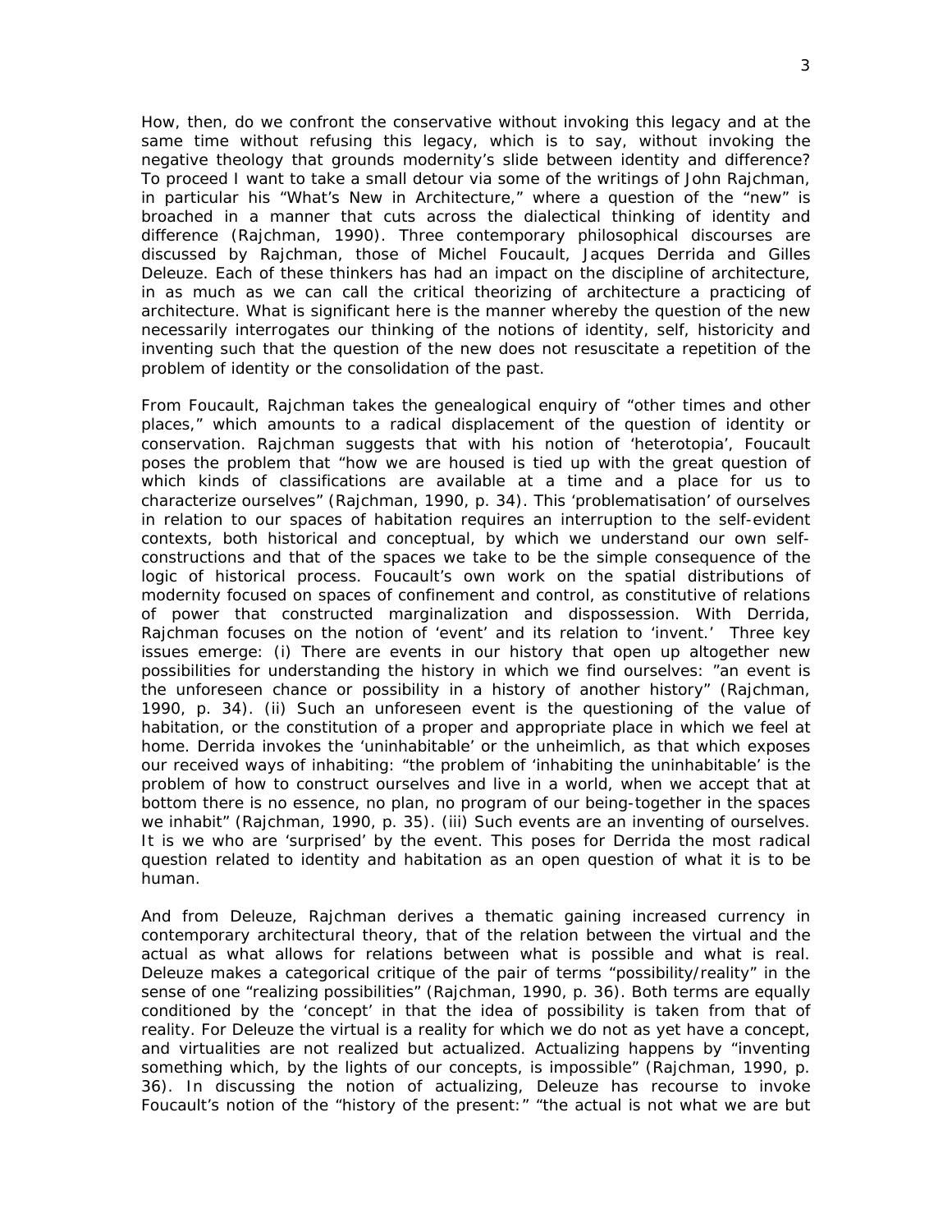How, then, do we confront the conservative without invoking this legacy and at the same time without refusing this legacy, which is to say, without invoking the negative theology that grounds modernity's slide between identity and difference? To proceed I want to take a small detour via some of the writings of John Rajchman, in particular his "What's New in Architecture," where a question of the "new" is broached in a manner that cuts across the dialectical thinking of identity and difference (Rajchman, 1990). Three contemporary philosophical discourses are discussed by Rajchman, those of Michel Foucault, Jacques Derrida and Gilles Deleuze. Each of these thinkers has had an impact on the discipline of architecture, in as much as we can call the critical theorizing of architecture a practicing of architecture. What is significant here is the manner whereby the question of the new necessarily interrogates our thinking of the notions of identity, self, historicity and inventing such that the question of the new does not resuscitate a repetition of the problem of identity or the consolidation of the past.

From Foucault, Rajchman takes the genealogical enquiry of "other times and other places," which amounts to a radical displacement of the question of identity or conservation. Rajchman suggests that with his notion of 'heterotopia', Foucault poses the problem that "how we are housed is tied up with the great question of which kinds of classifications are available at a time and a place for us to characterize ourselves" (Rajchman, 1990, p. 34). This 'problematisation' of ourselves in relation to our spaces of habitation requires an interruption to the self-evident contexts, both historical and conceptual, by which we understand our own self-constructions and that of the spaces we take to be the simple consequence of the logic of historical process. Foucault's own work on the spatial distributions of modernity focused on spaces of confinement and control, as constitutive of relations of power that constructed marginalization and dispossession. With Derrida, Rajchman focuses on the notion of 'event' and its relation to 'invent.' Three key issues emerge: (i) There are events in our history that open up altogether new possibilities for understanding the history in which we find ourselves: "an event is the unforeseen chance or possibility in a history of another history" (Rajchman, 1990, p. 34). (ii) Such an unforeseen event is the questioning of the value of habitation, or the constitution of a proper and appropriate place in which we feel at home. Derrida invokes the 'uninhabitable' or the *unheimlich*, as that which exposes our received ways of inhabiting: "the problem of 'inhabiting the uninhabitable' is the problem of how to construct ourselves and live in a world, when we accept that at bottom there is no essence, no plan, no program of our being-together in the spaces we inhabit" (Rajchman, 1990, p. 35). (iii) Such events are an inventing of ourselves. It is we who are 'surprised' by the event. This poses for Derrida the most radical question related to identity and habitation as an open question of what it is to be human.

And from Deleuze, Rajchman derives a thematic gaining increased currency in contemporary architectural theory, that of the relation between the virtual and the actual as what allows for relations between what is possible and what is real. Deleuze makes a categorical critique of the pair of terms "possibility/reality" in the sense of one "realizing possibilities" (Rajchman, 1990, p. 36). Both terms are equally conditioned by the 'concept' in that the idea of possibility is taken from that of reality. For Deleuze the virtual is a reality for which we do not as yet have a concept, and virtualities are not realized but actualized. Actualizing happens by "inventing something which, by the lights of our concepts, is impossible" (Rajchman, 1990, p. 36). In discussing the notion of actualizing, Deleuze has recourse to invoke Foucault's notion of the "history of the present:" "the actual is not what we are but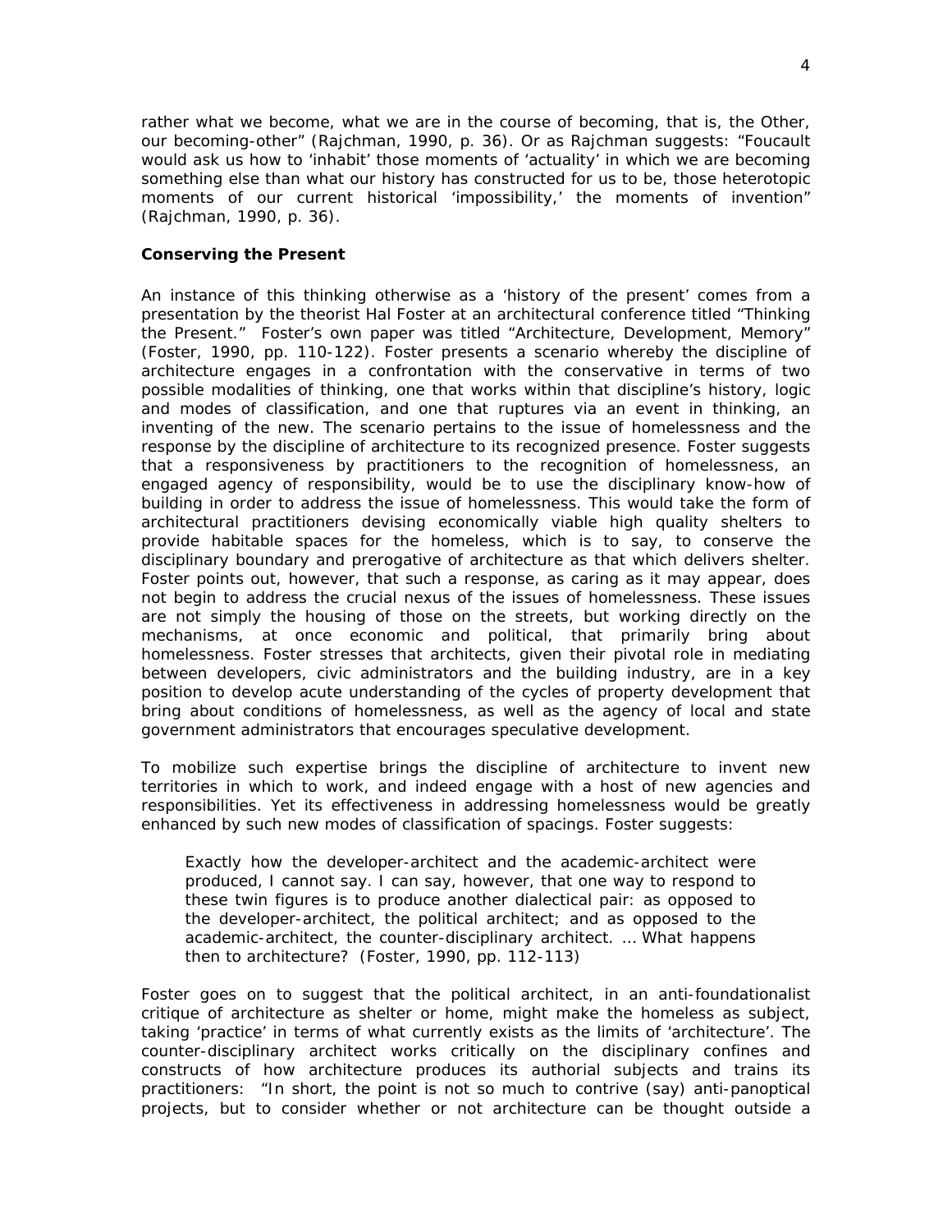rather what we become, what we are in the course of becoming, that is, the Other, our becoming-other" (Rajchman, 1990, p. 36). Or as Rajchman suggests: "Foucault would ask us how to 'inhabit' those moments of 'actuality' in which we are becoming something else than what our history has constructed for us to be, those heterotopic moments of our current historical 'impossibility,' the moments of invention" (Rajchman, 1990, p. 36).

**Conserving the Present**

An instance of this thinking otherwise as a 'history of the present' comes from a presentation by the theorist Hal Foster at an architectural conference titled "Thinking the Present." Foster's own paper was titled "Architecture, Development, Memory" (Foster, 1990, pp. 110-122). Foster presents a scenario whereby the discipline of architecture engages in a confrontation with the conservative in terms of two possible modalities of thinking, one that works within that discipline's history, logic and modes of classification, and one that ruptures via an event in thinking, an inventing of the new. The scenario pertains to the issue of homelessness and the response by the discipline of architecture to its recognized presence. Foster suggests that a responsiveness by practitioners to the recognition of homelessness, an engaged agency of responsibility, would be to use the disciplinary know-how of building in order to address the issue of homelessness. This would take the form of architectural practitioners devising economically viable high quality shelters to provide habitable spaces for the homeless, which is to say, to conserve the disciplinary boundary and prerogative of architecture as that which delivers shelter. Foster points out, however, that such a response, as caring as it may appear, does not begin to address the crucial nexus of the issues of homelessness. These issues are not simply the housing of those on the streets, but working directly on the mechanisms, at once economic and political, that primarily bring about homelessness. Foster stresses that architects, given their pivotal role in mediating between developers, civic administrators and the building industry, are in a key position to develop acute understanding of the cycles of property development that bring about conditions of homelessness, as well as the agency of local and state government administrators that encourages speculative development.

To mobilize such expertise brings the discipline of architecture to invent new territories in which to work, and indeed engage with a host of new agencies and responsibilities. Yet its effectiveness in addressing homelessness would be greatly enhanced by such new modes of classification of spacings. Foster suggests:

> Exactly how the developer-architect and the academic-architect were produced, I cannot say. I can say, however, that one way to respond to these twin figures is to produce another dialectical pair: as opposed to the developer-architect, the political architect; and as opposed to the academic-architect, the counter-disciplinary architect. … What happens then to architecture? (Foster, 1990, pp. 112-113)

Foster goes on to suggest that the political architect, in an anti-foundationalist critique of architecture as shelter or home, might make the homeless as subject, taking 'practice' in terms of what currently exists as the limits of 'architecture'. The counter-disciplinary architect works critically on the disciplinary confines and constructs of how architecture produces its authorial subjects and trains its practitioners: "In short, the point is not so much to contrive (say) anti-panoptical projects, but to consider whether or not architecture can be thought outside a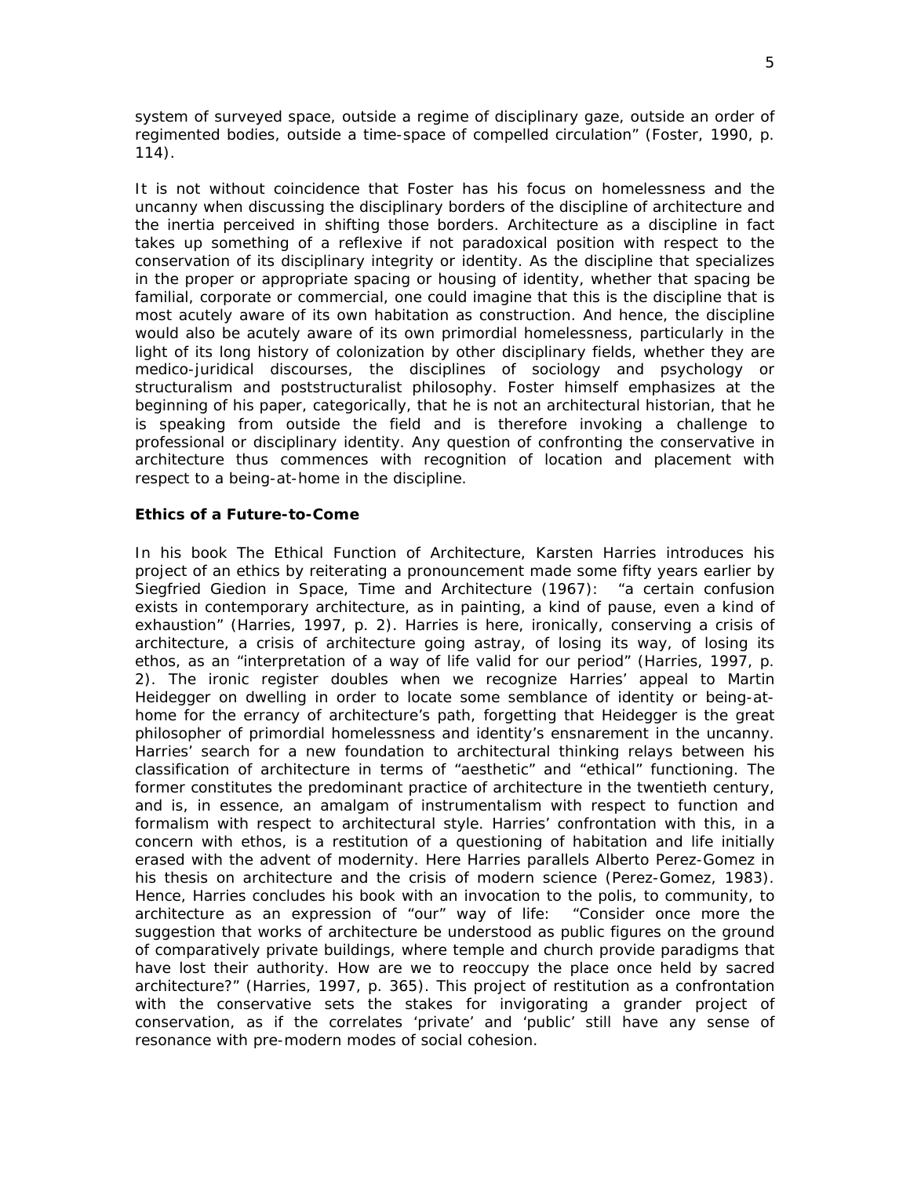system of surveyed space, outside a regime of disciplinary gaze, outside an order of regimented bodies, outside a time-space of compelled circulation" (Foster, 1990, p. 114).

It is not without coincidence that Foster has his focus on homelessness and the uncanny when discussing the disciplinary borders of the discipline of architecture and the inertia perceived in shifting those borders. Architecture as a discipline in fact takes up something of a reflexive if not paradoxical position with respect to the conservation of its disciplinary integrity or identity. As the discipline that specializes in the proper or appropriate spacing or housing of identity, whether that spacing be familial, corporate or commercial, one could imagine that this is the discipline that is most acutely aware of its own habitation as construction. And hence, the discipline would also be acutely aware of its own primordial homelessness, particularly in the light of its long history of colonization by other disciplinary fields, whether they are medico-juridical discourses, the disciplines of sociology and psychology or structuralism and poststructuralist philosophy. Foster himself emphasizes at the beginning of his paper, categorically, that he is not an architectural historian, that he is speaking from outside the field and is therefore invoking a challenge to professional or disciplinary identity. Any question of confronting the conservative in architecture thus commences with recognition of location and placement with respect to a being-at-home in the discipline.

**Ethics of a Future-to-Come**

In his book The Ethical Function of Architecture, Karsten Harries introduces his project of an ethics by reiterating a pronouncement made some fifty years earlier by Siegfried Giedion in Space, Time and Architecture (1967): "a certain confusion exists in contemporary architecture, as in painting, a kind of pause, even a kind of exhaustion" (Harries, 1997, p. 2). Harries is here, ironically, conserving a crisis of architecture, a crisis of architecture going astray, of losing its way, of losing its ethos, as an "interpretation of a way of life valid for our period" (Harries, 1997, p. 2). The ironic register doubles when we recognize Harries' appeal to Martin Heidegger on dwelling in order to locate some semblance of identity or being-at-home for the errancy of architecture's path, forgetting that Heidegger is the great philosopher of primordial homelessness and identity's ensnarement in the uncanny. Harries' search for a new foundation to architectural thinking relays between his classification of architecture in terms of "aesthetic" and "ethical" functioning. The former constitutes the predominant practice of architecture in the twentieth century, and is, in essence, an amalgam of instrumentalism with respect to function and formalism with respect to architectural style. Harries' confrontation with this, in a concern with ethos, is a restitution of a questioning of habitation and life initially erased with the advent of modernity. Here Harries parallels Alberto Perez-Gomez in his thesis on architecture and the crisis of modern science (Perez-Gomez, 1983). Hence, Harries concludes his book with an invocation to the polis, to community, to architecture as an expression of "our" way of life: "Consider once more the suggestion that works of architecture be understood as public figures on the ground of comparatively private buildings, where temple and church provide paradigms that have lost their authority. How are we to reoccupy the place once held by sacred architecture?" (Harries, 1997, p. 365). This project of restitution as a confrontation with the conservative sets the stakes for invigorating a grander project of conservation, as if the correlates 'private' and 'public' still have any sense of resonance with pre-modern modes of social cohesion.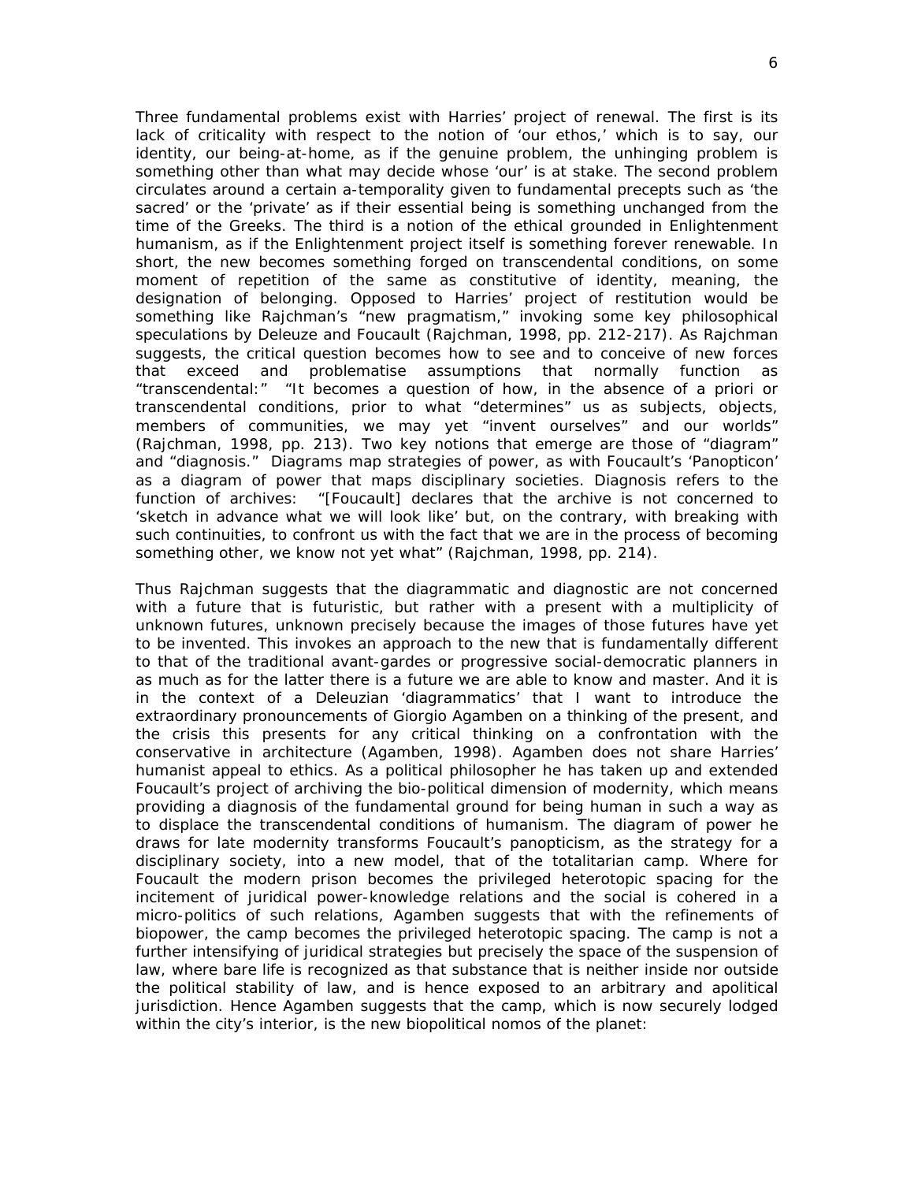Three fundamental problems exist with Harries' project of renewal. The first is its lack of criticality with respect to the notion of 'our ethos,' which is to say, our identity, our being-at-home, as if the genuine problem, the unhinging problem is something other than what may decide whose 'our' is at stake. The second problem circulates around a certain a-temporality given to fundamental precepts such as 'the sacred' or the 'private' as if their essential being is something unchanged from the time of the Greeks. The third is a notion of the ethical grounded in Enlightenment humanism, as if the Enlightenment project itself is something forever renewable. In short, the new becomes something forged on transcendental conditions, on some moment of repetition of the same as constitutive of identity, meaning, the designation of belonging. Opposed to Harries' project of restitution would be something like Rajchman's "new pragmatism," invoking some key philosophical speculations by Deleuze and Foucault (Rajchman, 1998, pp. 212-217). As Rajchman suggests, the critical question becomes how to see and to conceive of new forces that exceed and problematise assumptions that normally function as "transcendental:" "It becomes a question of how, in the absence of a priori or transcendental conditions, prior to what "determines" us as subjects, objects, members of communities, we may yet "invent ourselves" and our worlds" (Rajchman, 1998, pp. 213). Two key notions that emerge are those of "diagram" and "diagnosis." Diagrams map strategies of power, as with Foucault's 'Panopticon' as a diagram of power that maps disciplinary societies. Diagnosis refers to the function of archives: "[Foucault] declares that the archive is not concerned to 'sketch in advance what we will look like' but, on the contrary, with breaking with such continuities, to confront us with the fact that we are in the process of becoming something other, we know not yet what" (Rajchman, 1998, pp. 214).

Thus Rajchman suggests that the diagrammatic and diagnostic are not concerned with a future that is futuristic, but rather with a present with a multiplicity of unknown futures, unknown precisely because the images of those futures have yet to be invented. This invokes an approach to the new that is fundamentally different to that of the traditional avant-gardes or progressive social-democratic planners in as much as for the latter there is a future we are able to know and master. And it is in the context of a Deleuzian 'diagrammatics' that I want to introduce the extraordinary pronouncements of Giorgio Agamben on a thinking of the present, and the crisis this presents for any critical thinking on a confrontation with the conservative in architecture (Agamben, 1998). Agamben does not share Harries' humanist appeal to ethics. As a political philosopher he has taken up and extended Foucault's project of archiving the bio-political dimension of modernity, which means providing a diagnosis of the fundamental ground for being human in such a way as to displace the transcendental conditions of humanism. The diagram of power he draws for late modernity transforms Foucault's panopticism, as the strategy for a disciplinary society, into a new model, that of the totalitarian camp. Where for Foucault the modern prison becomes the privileged heterotopic spacing for the incitement of juridical power-knowledge relations and the social is cohered in a micro-politics of such relations, Agamben suggests that with the refinements of biopower, the camp becomes the privileged heterotopic spacing. The camp is not a further intensifying of juridical strategies but precisely the space of the suspension of law, where bare life is recognized as that substance that is neither inside nor outside the political stability of law, and is hence exposed to an arbitrary and apolitical jurisdiction. Hence Agamben suggests that the camp, which is now securely lodged within the city's interior, is the new biopolitical nomos of the planet: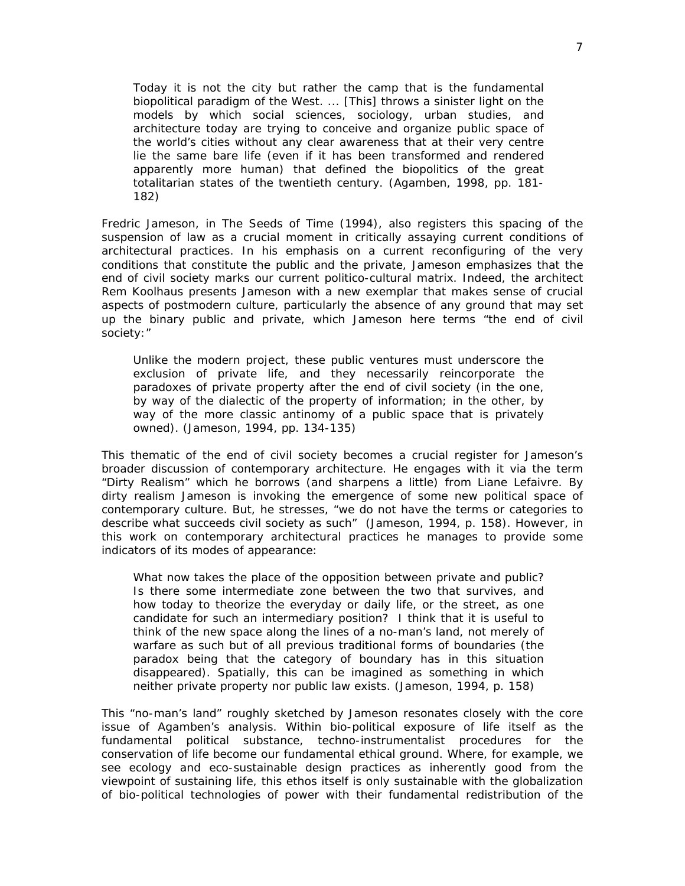> Today it is not the city but rather the camp that is the fundamental biopolitical paradigm of the West. ... [This] throws a sinister light on the models by which social sciences, sociology, urban studies, and architecture today are trying to conceive and organize public space of the world's cities without any clear awareness that at their very centre lie the same bare life (even if it has been transformed and rendered apparently more human) that defined the biopolitics of the great totalitarian states of the twentieth century. (Agamben, 1998, pp. 181-182)

Fredric Jameson, in The Seeds of Time (1994), also registers this spacing of the suspension of law as a crucial moment in critically assaying current conditions of architectural practices. In his emphasis on a current reconfiguring of the very conditions that constitute the public and the private, Jameson emphasizes that the end of civil society marks our current politico-cultural matrix. Indeed, the architect Rem Koolhaus presents Jameson with a new exemplar that makes sense of crucial aspects of postmodern culture, particularly the absence of any ground that may set up the binary public and private, which Jameson here terms "the end of civil society:"

> Unlike the modern project, these public ventures must underscore the exclusion of private life, and they necessarily reincorporate the paradoxes of private property after the end of civil society (in the one, by way of the dialectic of the property of information; in the other, by way of the more classic antinomy of a public space that is privately owned). (Jameson, 1994, pp. 134-135)

This thematic of the end of civil society becomes a crucial register for Jameson's broader discussion of contemporary architecture. He engages with it via the term "Dirty Realism" which he borrows (and sharpens a little) from Liane Lefaivre. By dirty realism Jameson is invoking the emergence of some new political space of contemporary culture. But, he stresses, "we do not have the terms or categories to describe what succeeds civil society as such" (Jameson, 1994, p. 158). However, in this work on contemporary architectural practices he manages to provide some indicators of its modes of appearance:

> What now takes the place of the opposition between private and public? Is there some intermediate zone between the two that survives, and how today to theorize the everyday or daily life, or the street, as one candidate for such an intermediary position? I think that it is useful to think of the new space along the lines of a no-man's land, not merely of warfare as such but of all previous traditional forms of boundaries (the paradox being that the category of boundary has in this situation disappeared). Spatially, this can be imagined as something in which neither private property nor public law exists. (Jameson, 1994, p. 158)

This "no-man's land" roughly sketched by Jameson resonates closely with the core issue of Agamben's analysis. Within bio-political exposure of life itself as the fundamental political substance, techno-instrumentalist procedures for the conservation of life become our fundamental ethical ground. Where, for example, we see ecology and eco-sustainable design practices as inherently good from the viewpoint of sustaining life, this ethos itself is only sustainable with the globalization of bio-political technologies of power with their fundamental redistribution of the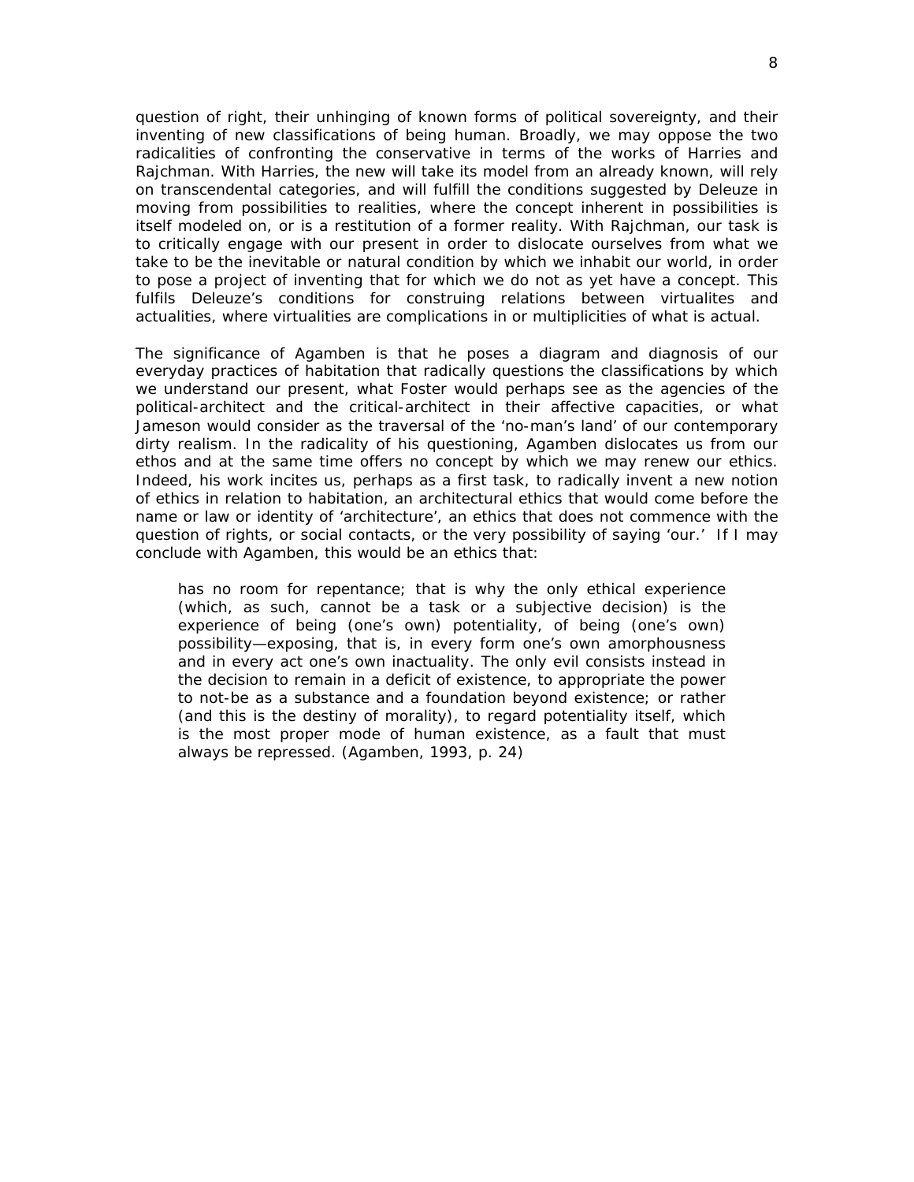question of right, their unhinging of known forms of political sovereignty, and their inventing of new classifications of being human. Broadly, we may oppose the two radicalities of confronting the conservative in terms of the works of Harries and Rajchman. With Harries, the new will take its model from an already known, will rely on transcendental categories, and will fulfill the conditions suggested by Deleuze in moving from possibilities to realities, where the concept inherent in possibilities is itself modeled on, or is a restitution of a former reality. With Rajchman, our task is to critically engage with our present in order to dislocate ourselves from what we take to be the inevitable or natural condition by which we inhabit our world, in order to pose a project of inventing that for which we do not as yet have a concept. This fulfils Deleuze's conditions for construing relations between virtualites and actualities, where virtualities are complications in or multiplicities of what is actual.

The significance of Agamben is that he poses a diagram and diagnosis of our everyday practices of habitation that radically questions the classifications by which we understand our present, what Foster would perhaps see as the agencies of the political-architect and the critical-architect in their affective capacities, or what Jameson would consider as the traversal of the 'no-man's land' of our contemporary dirty realism. In the radicality of his questioning, Agamben dislocates us from our ethos and at the same time offers no concept by which we may renew our ethics. Indeed, his work incites us, perhaps as a first task, to radically invent a new notion of ethics in relation to habitation, an architectural ethics that would come before the name or law or identity of 'architecture', an ethics that does not commence with the question of rights, or social contacts, or the very possibility of saying 'our.' If I may conclude with Agamben, this would be an ethics that:

> has no room for repentance; that is why the only ethical experience (which, as such, cannot be a task or a subjective decision) is the experience of being (one's own) potentiality, of being (one's own) possibility—exposing, that is, in every form one's own amorphousness and in every act one's own inactuality. The only evil consists instead in the decision to remain in a deficit of existence, to appropriate the power to not-be as a substance and a foundation beyond existence; or rather (and this is the destiny of morality), to regard potentiality itself, which is the most proper mode of human existence, as a fault that must always be repressed. (Agamben, 1993, p. 24)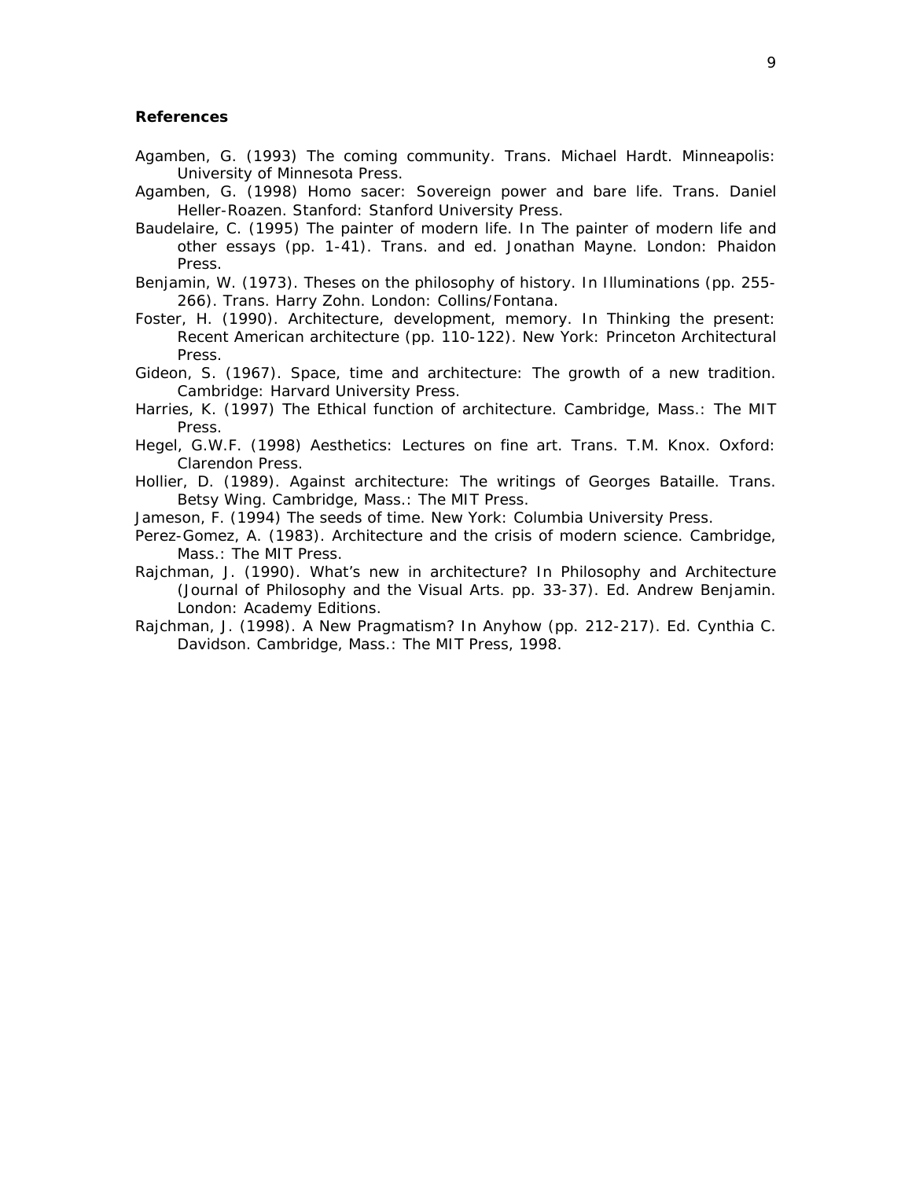**References**

Agamben, G. (1993) The coming community. Trans. Michael Hardt. Minneapolis: University of Minnesota Press.

Agamben, G. (1998) Homo sacer: Sovereign power and bare life. Trans. Daniel Heller-Roazen. Stanford: Stanford University Press.

Baudelaire, C. (1995) The painter of modern life. In The painter of modern life and other essays (pp. 1-41). Trans. and ed. Jonathan Mayne. London: Phaidon Press.

Benjamin, W. (1973). Theses on the philosophy of history. In Illuminations (pp. 255-266). Trans. Harry Zohn. London: Collins/Fontana.

Foster, H. (1990). Architecture, development, memory. In Thinking the present: Recent American architecture (pp. 110-122). New York: Princeton Architectural Press.

Gideon, S. (1967). Space, time and architecture: The growth of a new tradition. Cambridge: Harvard University Press.

Harries, K. (1997) The Ethical function of architecture. Cambridge, Mass.: The MIT Press.

Hegel, G.W.F. (1998) Aesthetics: Lectures on fine art. Trans. T.M. Knox. Oxford: Clarendon Press.

Hollier, D. (1989). Against architecture: The writings of Georges Bataille. Trans. Betsy Wing. Cambridge, Mass.: The MIT Press.

Jameson, F. (1994) The seeds of time. New York: Columbia University Press.

Perez-Gomez, A. (1983). Architecture and the crisis of modern science. Cambridge, Mass.: The MIT Press.

Rajchman, J. (1990). What's new in architecture? In Philosophy and Architecture (Journal of Philosophy and the Visual Arts. pp. 33-37). Ed. Andrew Benjamin. London: Academy Editions.

Rajchman, J. (1998). A New Pragmatism? In Anyhow (pp. 212-217). Ed. Cynthia C. Davidson. Cambridge, Mass.: The MIT Press, 1998.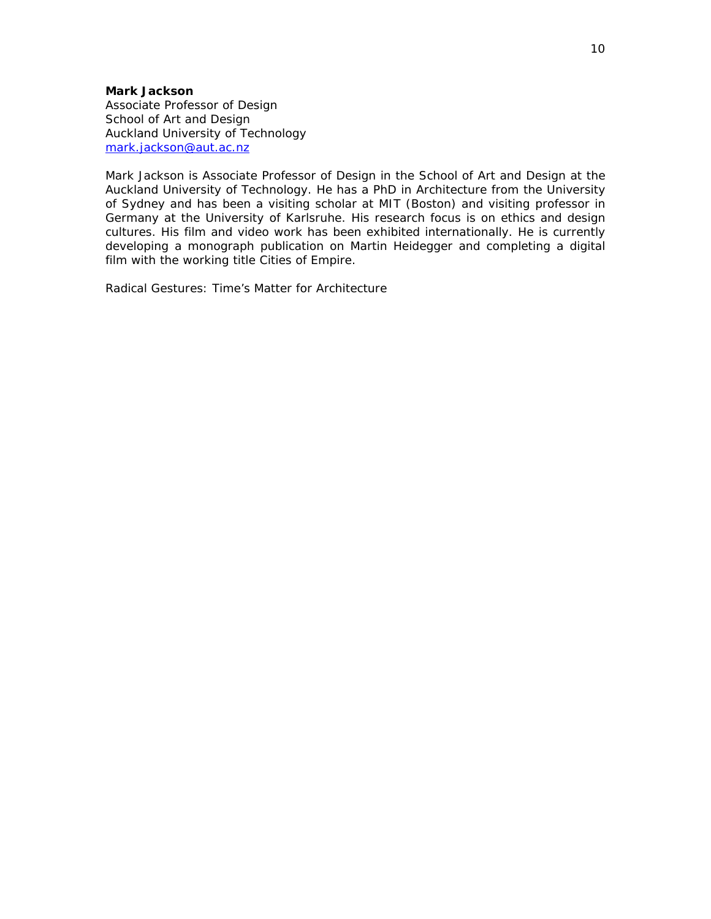**Mark Jackson**
Associate Professor of Design
School of Art and Design
Auckland University of Technology
mark.jackson@aut.ac.nz

Mark Jackson is Associate Professor of Design in the School of Art and Design at the Auckland University of Technology. He has a PhD in Architecture from the University of Sydney and has been a visiting scholar at MIT (Boston) and visiting professor in Germany at the University of Karlsruhe. His research focus is on ethics and design cultures. His film and video work has been exhibited internationally. He is currently developing a monograph publication on Martin Heidegger and completing a digital film with the working title Cities of Empire.

Radical Gestures: Time's Matter for Architecture